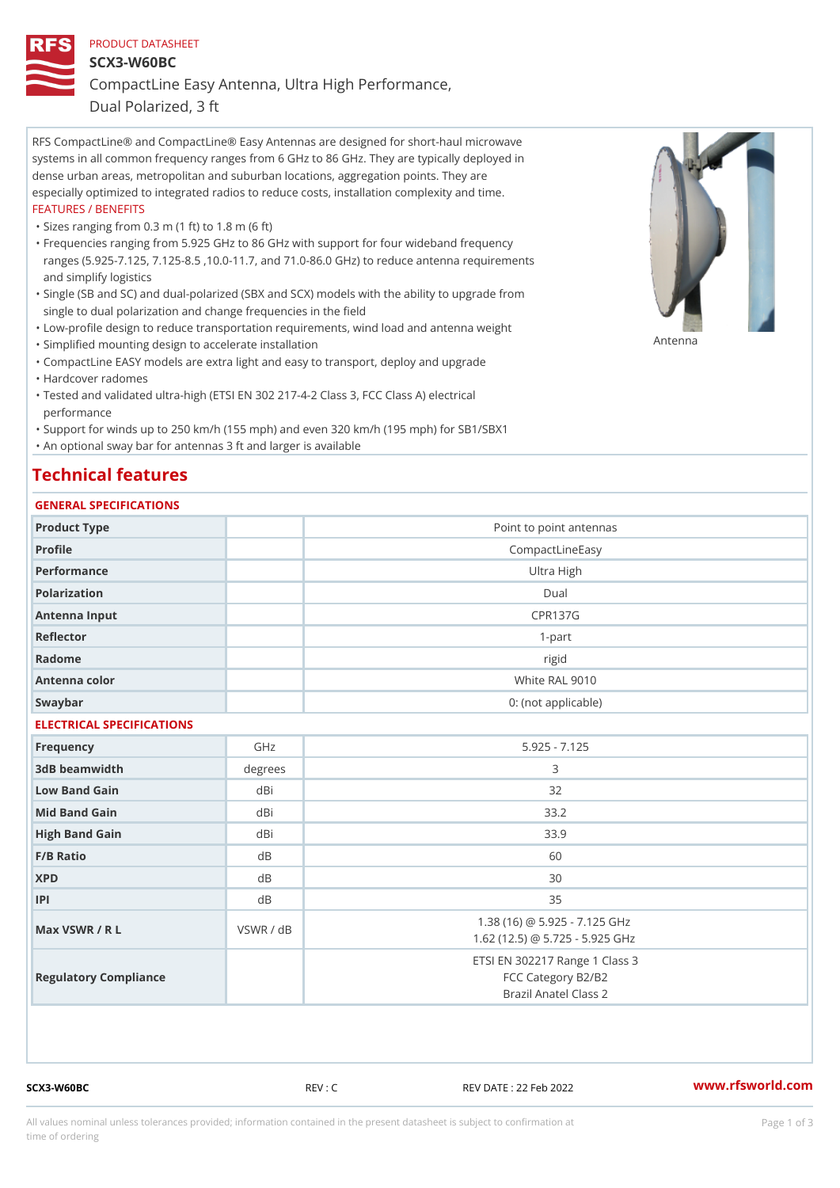PRODUCT DATASHEET

# SCX3-W60BC

## CompactLine Easy Antenna, Ultra High Performance, Dual Polarized, 3 ft

RFS CompactLine® and CompactLine® Easy Antennas are designed for short-haul microwave systems in all common frequency ranges from 6 GHz to 86 GHz. They are typically deployed in dense urban areas, metropolitan and suburban locations, aggregation points. They are especially optimized to integrated radios to reduce costs, installation complexity and time.

FEATURES / BENEFITS

- Sizes ranging from 0.3 m (1 ft) to 1.8 m (6 ft)
- Frequencies ranging from 5.925 GHz to 86 GHz with support for four wideband frequency ranges (5.925-7.125, 7.125-8.5 ,10.0-11.7, and 71.0-86.0 GHz) to reduce antenna requirements and simplify logistics
- Single (SB and SC) and dual-polarized (SBX and SCX) models with the ability to upgrade from single to dual polarization and change frequencies in the field
- Low-profile design to reduce transportation requirements, wind load and antenna weight
- Simplified mounting design to accelerate installation
- CompactLine EASY models are extra light and easy to transport, deploy and upgrade
- Hardcover radomes
- Tested and validated ultra-high (ETSI EN 302 217-4-2 Class 3, FCC Class A) electrical performance
- Support for winds up to 250 km/h (155 mph) and even 320 km/h (195 mph) for SB1/SBX1
- An optional sway bar for antennas 3 ft and larger is available

Antenna

## Technical features

### GENERAL SPECIFICATIONS

| | | |
|---|---|---|
| Product Type | | Point to point antennas |
| Profile | | CompactLineEasy |
| Performance | | Ultra High |
| Polarization | | Dual |
| Antenna Input | | CPR137G |
| Reflector | | 1-part |
| Radome | | rigid |
| Antenna color | | White RAL 9010 |
| Swaybar | | 0: (not applicable) |

### ELECTRICAL SPECIFICATIONS

| | | |
|---|---|---|
| Frequency | GHz | 5.925 - 7.125 |
| 3dB beamwidth | degrees | 3 |
| Low Band Gain | dBi | 32 |
| Mid Band Gain | dBi | 33.2 |
| High Band Gain | dBi | 33.9 |
| F/B Ratio | dB | 60 |
| XPD | dB | 30 |
| IPI | dB | 35 |
| Max VSWR / R L | VSWR / dB | 1.38 (16) @ 5.925 - 7.125 GHz<br>1.62 (12.5) @ 5.725 - 5.925 GHz |
| Regulatory Compliance | | ETSI EN 302217 Range 1 Class 3<br>FCC Category B2/B2<br>Brazil Anatel Class 2 |

SCX3-W60BC REV : C REV DATE : 22 Feb 2022 www.rfsworld.com

All values nominal unless tolerances provided; information contained in the present datasheet is subject to confirmation at time of ordering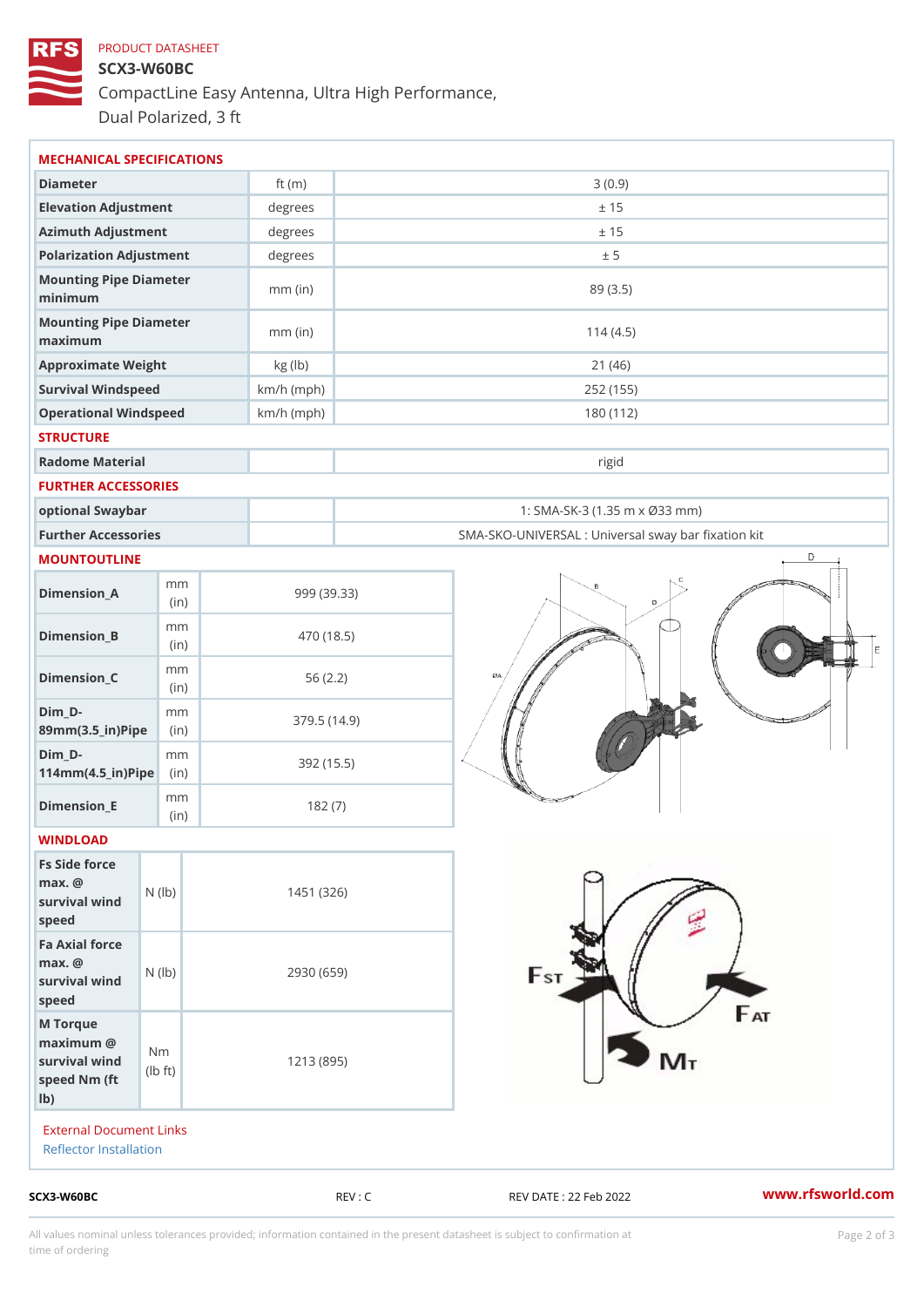PRODUCT DATASHEET

# SCX3-W60BC

CompactLine Easy Antenna, Ultra High Performance, Dual Polarized, 3 ft

## MECHANICAL SPECIFICATIONS

| | | |
|---|---|---|
| Diameter | ft (m) | 3 (0.9) |
| Elevation Adjustment | degrees | ± 15 |
| Azimuth Adjustment | degrees | ± 15 |
| Polarization Adjustment | degrees | ± 5 |
| Mounting Pipe Diameter minimum | mm (in) | 89 (3.5) |
| Mounting Pipe Diameter maximum | mm (in) | 114 (4.5) |
| Approximate Weight | kg (lb) | 21 (46) |
| Survival Windspeed | km/h (mph) | 252 (155) |
| Operational Windspeed | km/h (mph) | 180 (112) |

## STRUCTURE

| | | |
|---|---|---|
| Radome Material | | rigid |

## FURTHER ACCESSORIES

| | | |
|---|---|---|
| optional Swaybar | | 1: SMA-SK-3 (1.35 m x Ø33 mm) |
| Further Accessories | | SMA-SKO-UNIVERSAL : Universal sway bar fixation kit |

## MOUNTOUTLINE

| | | |
|---|---|---|
| Dimension_A | mm (in) | 999 (39.33) |
| Dimension_B | mm (in) | 470 (18.5) |
| Dimension_C | mm (in) | 56 (2.2) |
| Dim_D-89mm(3.5_in)Pipe | mm (in) | 379.5 (14.9) |
| Dim_D-114mm(4.5_in)Pipe | mm (in) | 392 (15.5) |
| Dimension_E | mm (in) | 182 (7) |

## WINDLOAD

| | | |
|---|---|---|
| Fs Side force max. @ survival wind speed | N (lb) | 1451 (326) |
| Fa Axial force max. @ survival wind speed | N (lb) | 2930 (659) |
| M Torque maximum @ survival wind speed Nm (ft lb) | Nm (lb ft) | 1213 (895) |

External Document Links

Reflector Installation

SCX3-W60BC REV : C REV DATE : 22 Feb 2022 www.rfsworld.com

All values nominal unless tolerances provided; information contained in the present datasheet is subject to confirmation at time of ordering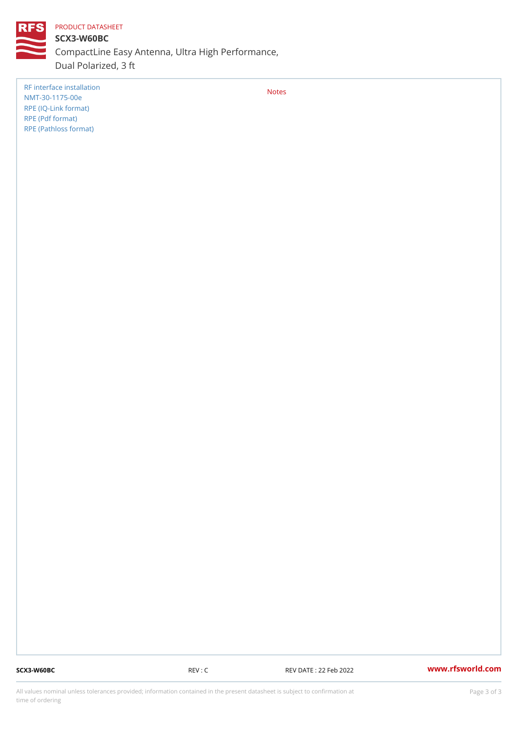PRODUCT DATASHEET

# SCX3-W60BC

## CompactLine Easy Antenna, Ultra High Performance, Dual Polarized, 3 ft

RF interface installation
NMT-30-1175-00e
RPE (IQ-Link format)
RPE (Pdf format)
RPE (Pathloss format)

Notes

SCX3-W60BC | REV : C | REV DATE : 22 Feb 2022 | www.rfsworld.com

All values nominal unless tolerances provided; information contained in the present datasheet is subject to confirmation at time of ordering